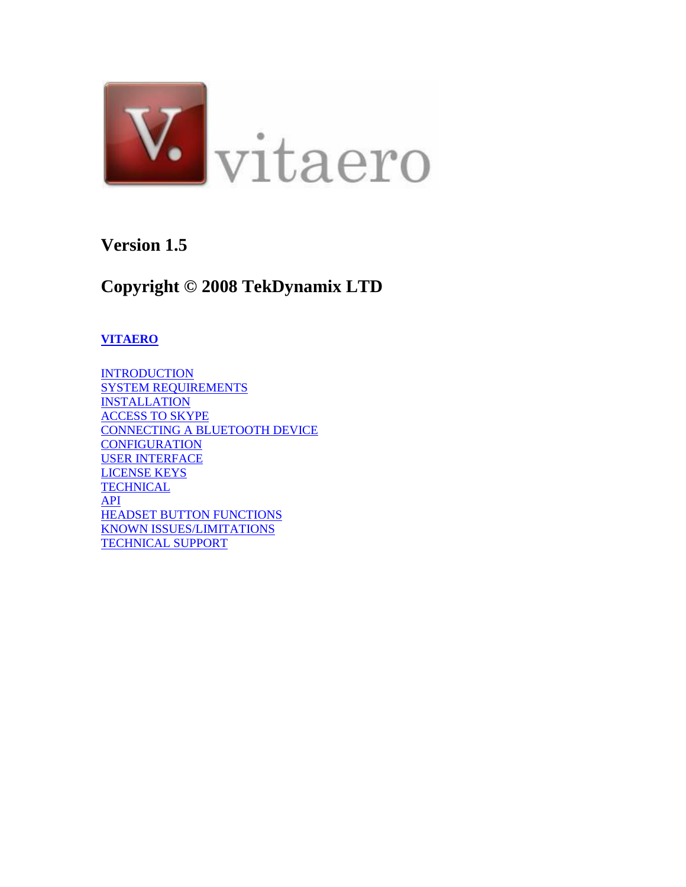vitaero

**Version 1.5**

**Copyright © 2008 TekDynamix LTD**

**VITAERO**

- INTRODUCTION
- SYSTEM REQUIREMENTS
- INSTALLATION
- ACCESS TO SKYPE
- CONNECTING A BLUETOOTH DEVICE
- CONFIGURATION
- USER INTERFACE
- LICENSE KEYS
- TECHNICAL
- API
- HEADSET BUTTON FUNCTIONS
- KNOWN ISSUES/LIMITATIONS
- TECHNICAL SUPPORT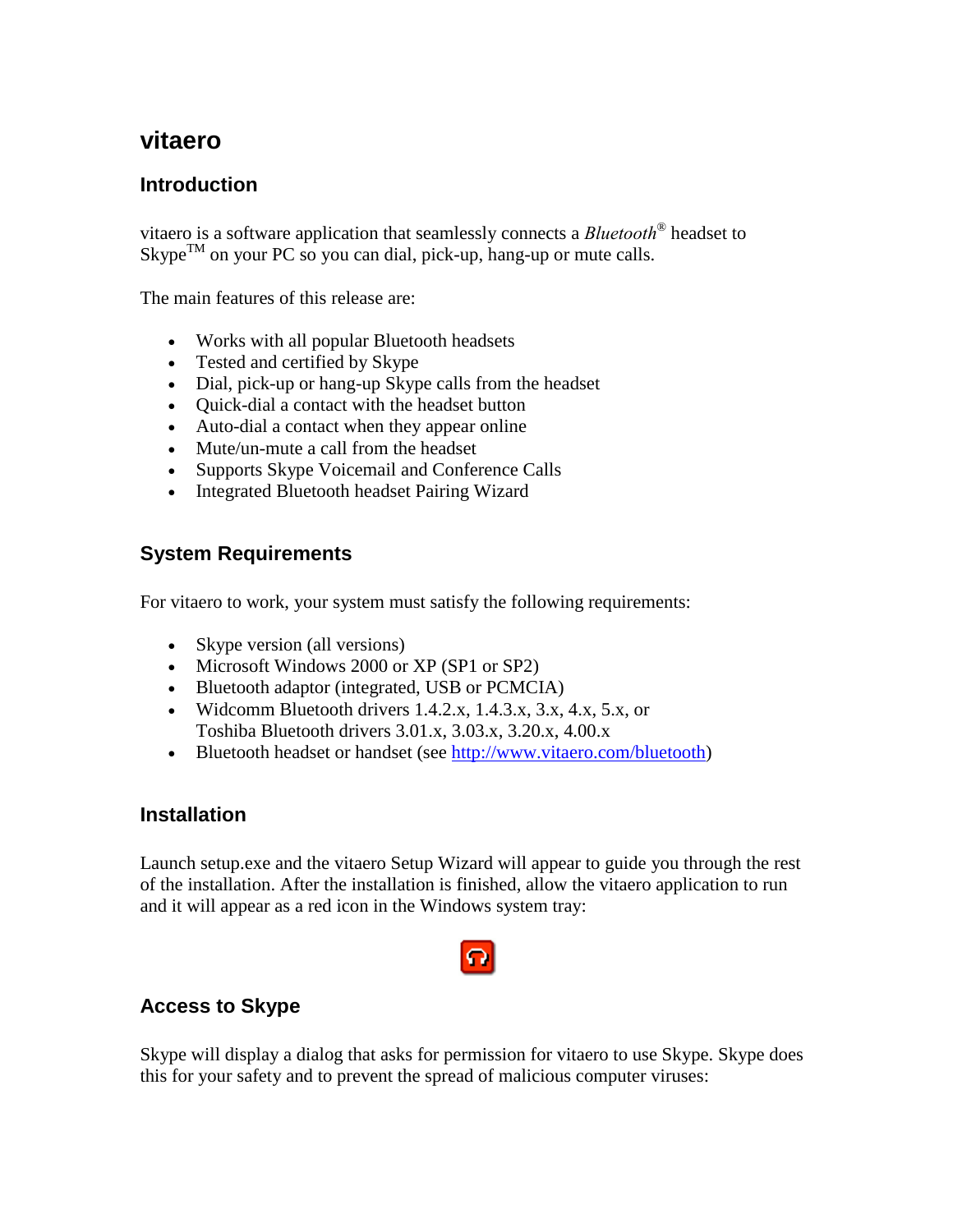# vitaero

## Introduction

vitaero is a software application that seamlessly connects a *Bluetooth*® headset to Skype™ on your PC so you can dial, pick-up, hang-up or mute calls.

The main features of this release are:

- Works with all popular Bluetooth headsets
- Tested and certified by Skype
- Dial, pick-up or hang-up Skype calls from the headset
- Quick-dial a contact with the headset button
- Auto-dial a contact when they appear online
- Mute/un-mute a call from the headset
- Supports Skype Voicemail and Conference Calls
- Integrated Bluetooth headset Pairing Wizard

## System Requirements

For vitaero to work, your system must satisfy the following requirements:

- Skype version (all versions)
- Microsoft Windows 2000 or XP (SP1 or SP2)
- Bluetooth adaptor (integrated, USB or PCMCIA)
- Widcomm Bluetooth drivers 1.4.2.x, 1.4.3.x, 3.x, 4.x, 5.x, or Toshiba Bluetooth drivers 3.01.x, 3.03.x, 3.20.x, 4.00.x
- Bluetooth headset or handset (see [http://www.vitaero.com/bluetooth](http://www.vitaero.com/bluetooth))

## Installation

Launch setup.exe and the vitaero Setup Wizard will appear to guide you through the rest of the installation. After the installation is finished, allow the vitaero application to run and it will appear as a red icon in the Windows system tray:

## Access to Skype

Skype will display a dialog that asks for permission for vitaero to use Skype. Skype does this for your safety and to prevent the spread of malicious computer viruses: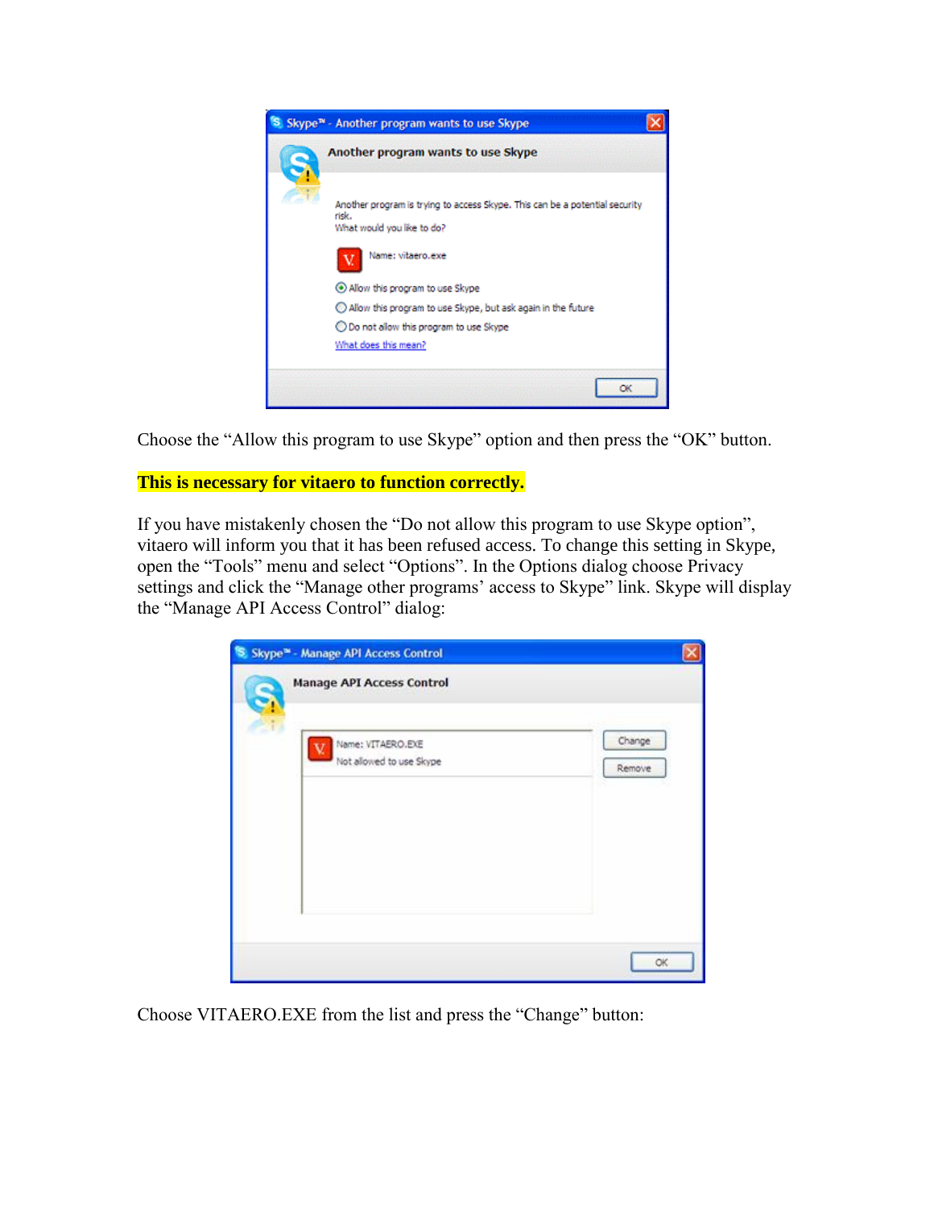Choose the “Allow this program to use Skype” option and then press the “OK” button.

**This is necessary for vitaero to function correctly.**

If you have mistakenly chosen the “Do not allow this program to use Skype option”, vitaero will inform you that it has been refused access. To change this setting in Skype, open the “Tools” menu and select “Options”. In the Options dialog choose Privacy settings and click the “Manage other programs’ access to Skype” link. Skype will display the “Manage API Access Control” dialog:

Choose VITAERO.EXE from the list and press the “Change” button: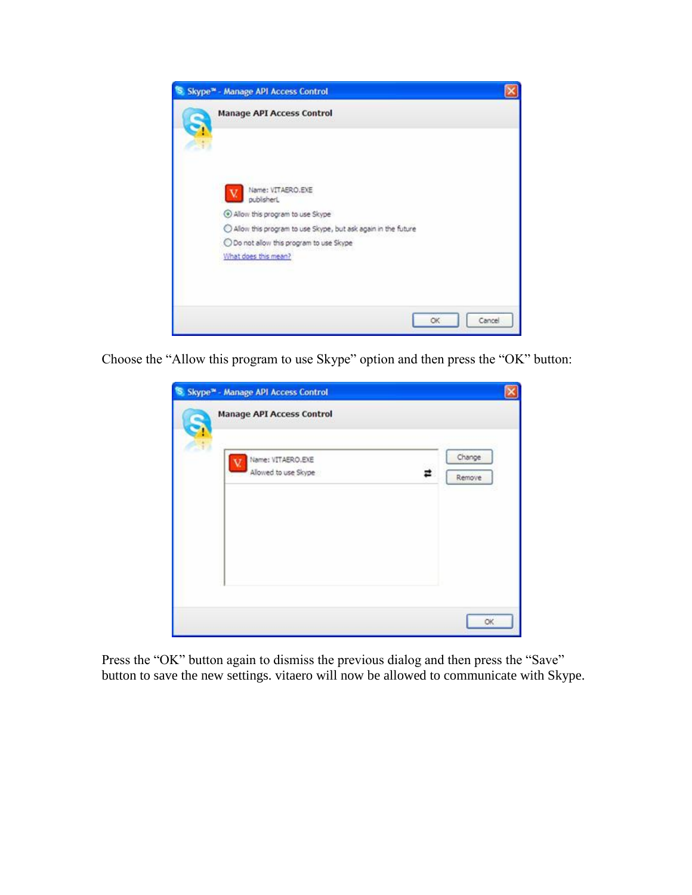Choose the "Allow this program to use Skype" option and then press the "OK" button:

Press the "OK" button again to dismiss the previous dialog and then press the "Save" button to save the new settings. vitaero will now be allowed to communicate with Skype.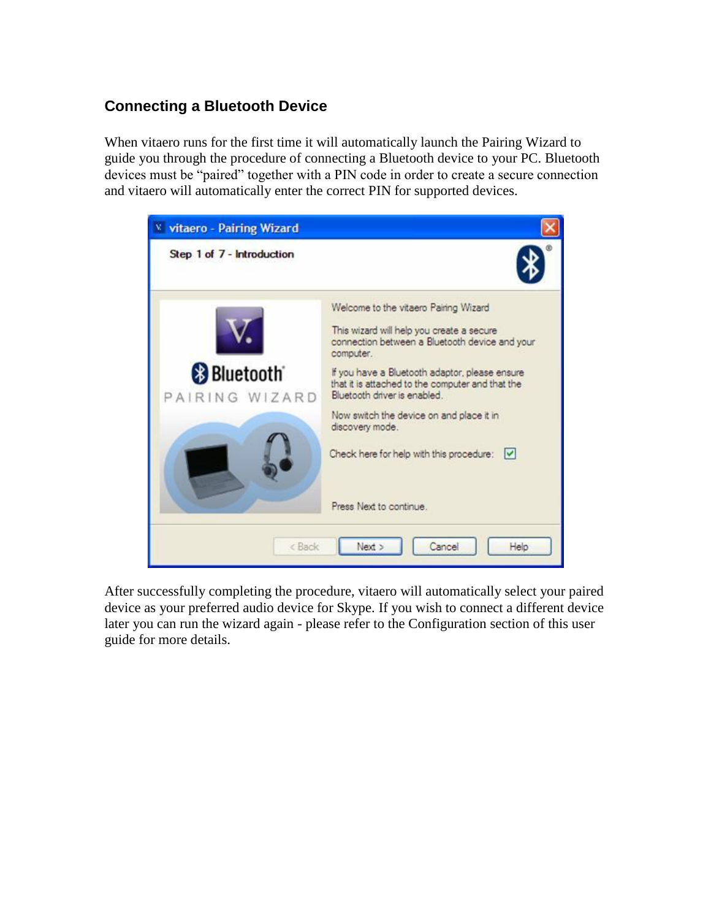## Connecting a Bluetooth Device

When vitaero runs for the first time it will automatically launch the Pairing Wizard to guide you through the procedure of connecting a Bluetooth device to your PC. Bluetooth devices must be "paired" together with a PIN code in order to create a secure connection and vitaero will automatically enter the correct PIN for supported devices.

After successfully completing the procedure, vitaero will automatically select your paired device as your preferred audio device for Skype. If you wish to connect a different device later you can run the wizard again - please refer to the Configuration section of this user guide for more details.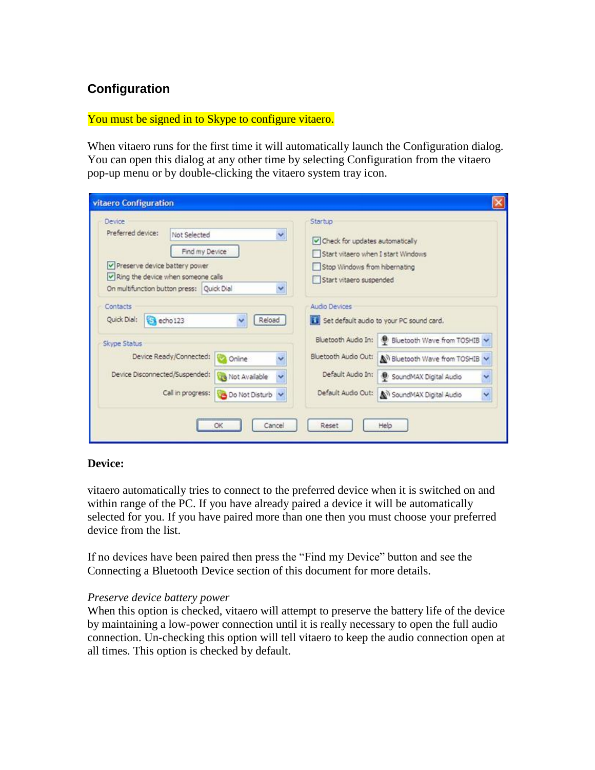## Configuration

You must be signed in to Skype to configure vitaero.

When vitaero runs for the first time it will automatically launch the Configuration dialog. You can open this dialog at any other time by selecting Configuration from the vitaero pop-up menu or by double-clicking the vitaero system tray icon.

**Device:**

vitaero automatically tries to connect to the preferred device when it is switched on and within range of the PC. If you have already paired a device it will be automatically selected for you. If you have paired more than one then you must choose your preferred device from the list.

If no devices have been paired then press the "Find my Device" button and see the Connecting a Bluetooth Device section of this document for more details.

*Preserve device battery power*
When this option is checked, vitaero will attempt to preserve the battery life of the device by maintaining a low-power connection until it is really necessary to open the full audio connection. Un-checking this option will tell vitaero to keep the audio connection open at all times. This option is checked by default.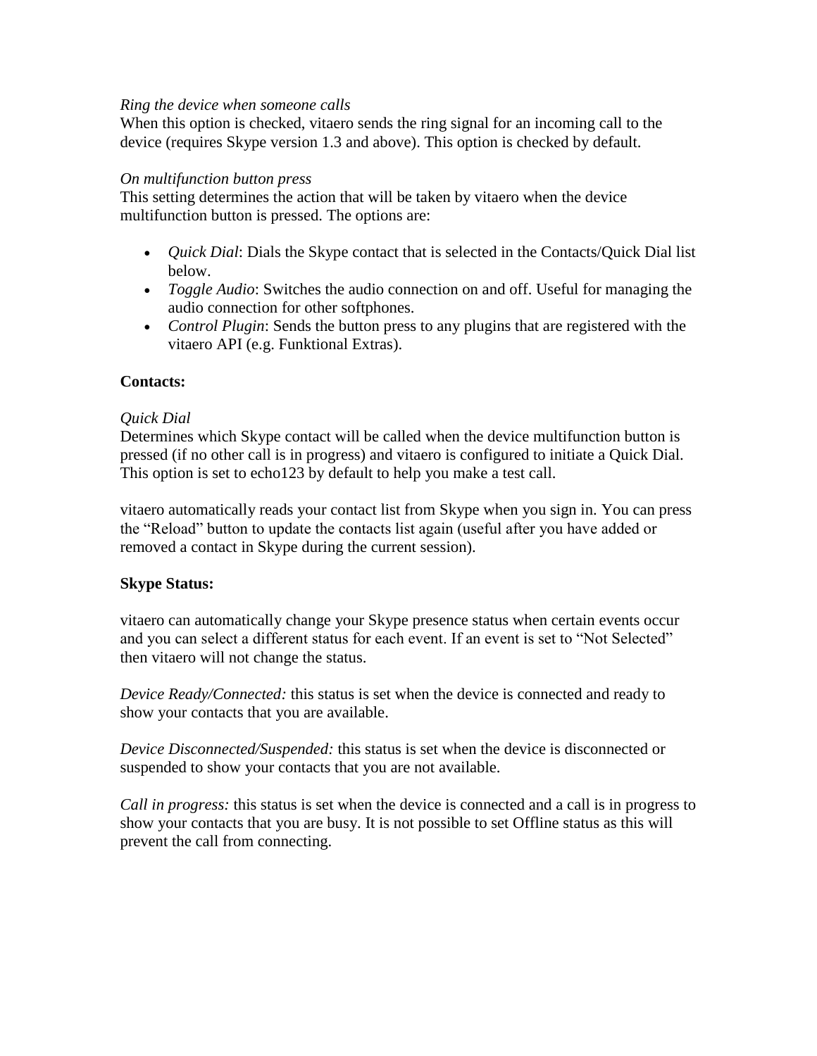*Ring the device when someone calls*
When this option is checked, vitaero sends the ring signal for an incoming call to the device (requires Skype version 1.3 and above). This option is checked by default.

*On multifunction button press*
This setting determines the action that will be taken by vitaero when the device multifunction button is pressed. The options are:

- *Quick Dial*: Dials the Skype contact that is selected in the Contacts/Quick Dial list below.
- *Toggle Audio*: Switches the audio connection on and off. Useful for managing the audio connection for other softphones.
- *Control Plugin*: Sends the button press to any plugins that are registered with the vitaero API (e.g. Funktional Extras).

**Contacts:**

*Quick Dial*
Determines which Skype contact will be called when the device multifunction button is pressed (if no other call is in progress) and vitaero is configured to initiate a Quick Dial. This option is set to echo123 by default to help you make a test call.

vitaero automatically reads your contact list from Skype when you sign in. You can press the “Reload” button to update the contacts list again (useful after you have added or removed a contact in Skype during the current session).

**Skype Status:**

vitaero can automatically change your Skype presence status when certain events occur and you can select a different status for each event. If an event is set to “Not Selected” then vitaero will not change the status.

*Device Ready/Connected:* this status is set when the device is connected and ready to show your contacts that you are available.

*Device Disconnected/Suspended:* this status is set when the device is disconnected or suspended to show your contacts that you are not available.

*Call in progress:* this status is set when the device is connected and a call is in progress to show your contacts that you are busy. It is not possible to set Offline status as this will prevent the call from connecting.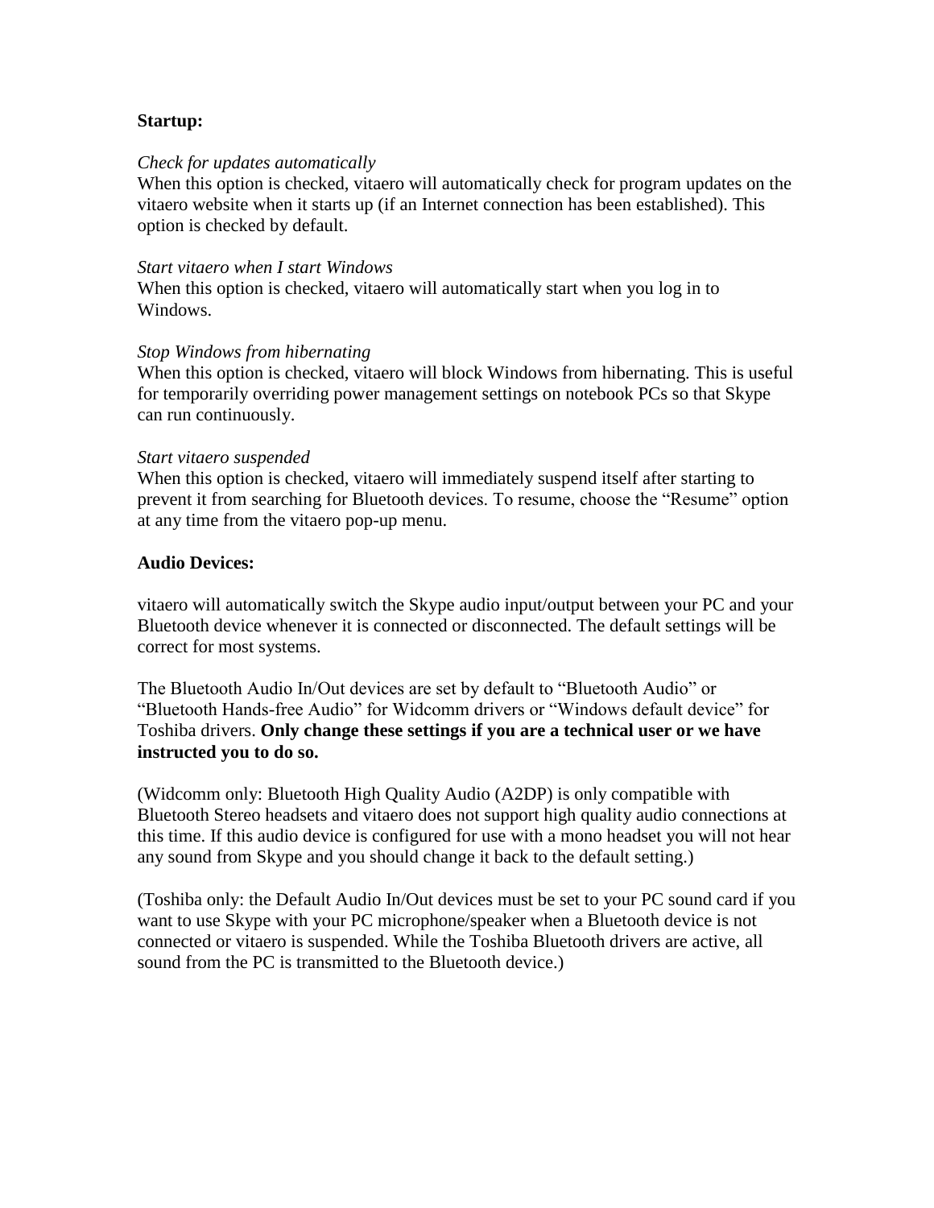**Startup:**

*Check for updates automatically*
When this option is checked, vitaero will automatically check for program updates on the vitaero website when it starts up (if an Internet connection has been established). This option is checked by default.

*Start vitaero when I start Windows*
When this option is checked, vitaero will automatically start when you log in to Windows.

*Stop Windows from hibernating*
When this option is checked, vitaero will block Windows from hibernating. This is useful for temporarily overriding power management settings on notebook PCs so that Skype can run continuously.

*Start vitaero suspended*
When this option is checked, vitaero will immediately suspend itself after starting to prevent it from searching for Bluetooth devices. To resume, choose the "Resume" option at any time from the vitaero pop-up menu.

**Audio Devices:**

vitaero will automatically switch the Skype audio input/output between your PC and your Bluetooth device whenever it is connected or disconnected. The default settings will be correct for most systems.

The Bluetooth Audio In/Out devices are set by default to "Bluetooth Audio" or "Bluetooth Hands-free Audio" for Widcomm drivers or "Windows default device" for Toshiba drivers. **Only change these settings if you are a technical user or we have instructed you to do so.**

(Widcomm only: Bluetooth High Quality Audio (A2DP) is only compatible with Bluetooth Stereo headsets and vitaero does not support high quality audio connections at this time. If this audio device is configured for use with a mono headset you will not hear any sound from Skype and you should change it back to the default setting.)

(Toshiba only: the Default Audio In/Out devices must be set to your PC sound card if you want to use Skype with your PC microphone/speaker when a Bluetooth device is not connected or vitaero is suspended. While the Toshiba Bluetooth drivers are active, all sound from the PC is transmitted to the Bluetooth device.)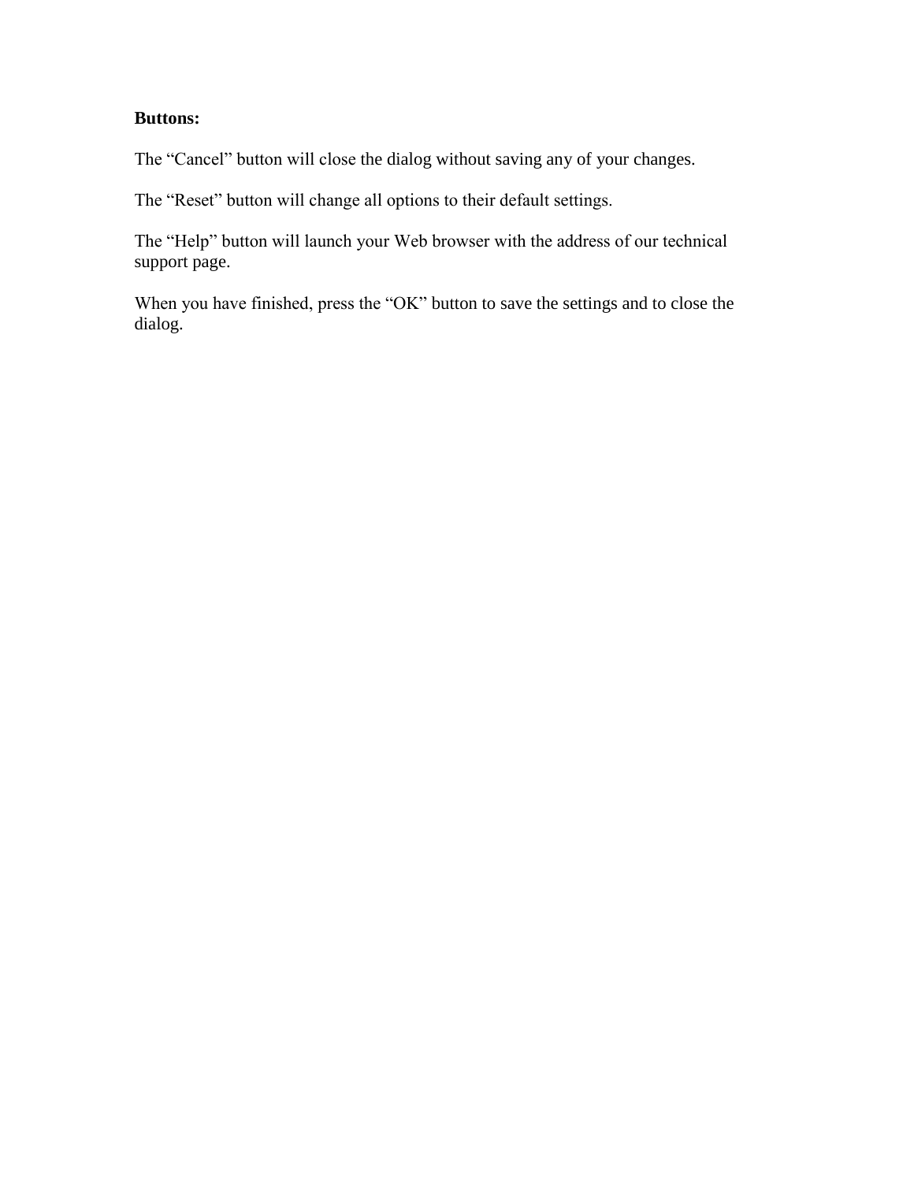**Buttons:**

The “Cancel” button will close the dialog without saving any of your changes.

The “Reset” button will change all options to their default settings.

The “Help” button will launch your Web browser with the address of our technical support page.

When you have finished, press the “OK” button to save the settings and to close the dialog.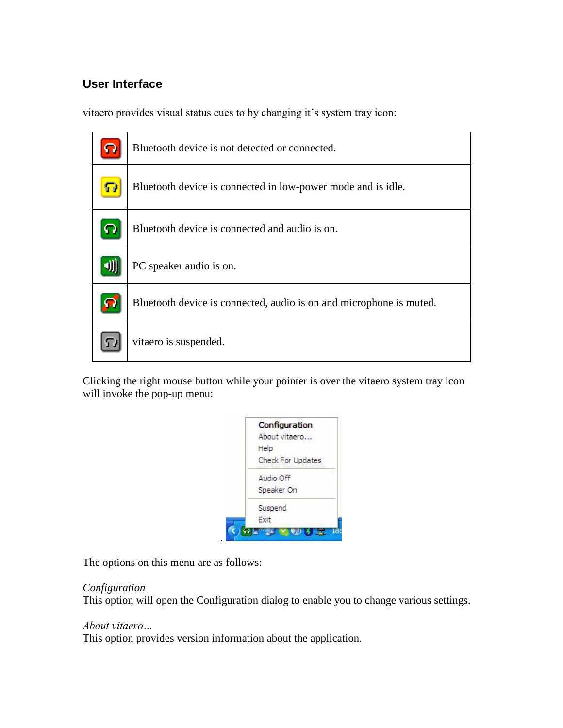## User Interface

vitaero provides visual status cues to by changing it's system tray icon:

| | |
|---|---|
| | Bluetooth device is not detected or connected. |
| | Bluetooth device is connected in low-power mode and is idle. |
| | Bluetooth device is connected and audio is on. |
| | PC speaker audio is on. |
| | Bluetooth device is connected, audio is on and microphone is muted. |
| | vitaero is suspended. |

Clicking the right mouse button while your pointer is over the vitaero system tray icon will invoke the pop-up menu:

The options on this menu are as follows:

*Configuration*
This option will open the Configuration dialog to enable you to change various settings.

*About vitaero…*
This option provides version information about the application.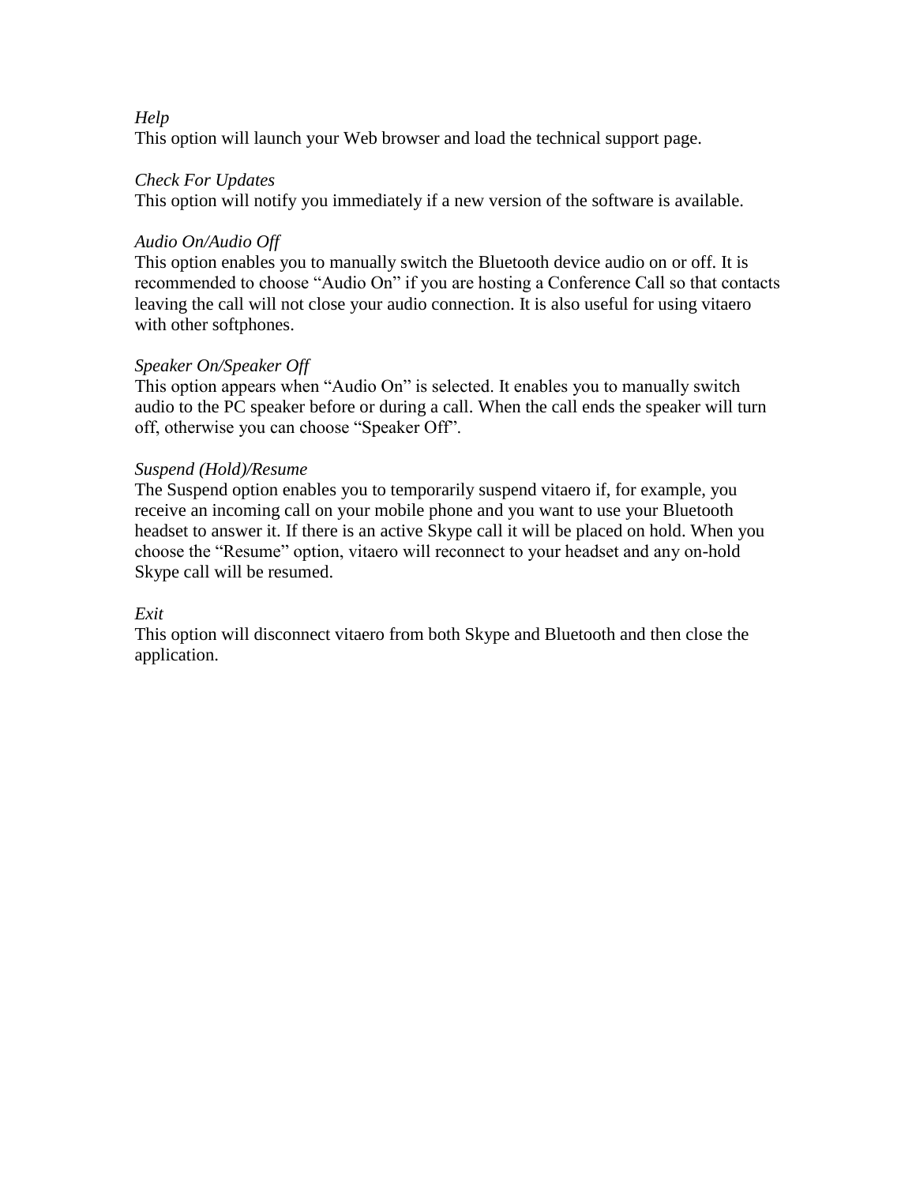*Help*
This option will launch your Web browser and load the technical support page.

*Check For Updates*
This option will notify you immediately if a new version of the software is available.

*Audio On/Audio Off*
This option enables you to manually switch the Bluetooth device audio on or off. It is recommended to choose "Audio On" if you are hosting a Conference Call so that contacts leaving the call will not close your audio connection. It is also useful for using vitaero with other softphones.

*Speaker On/Speaker Off*
This option appears when "Audio On" is selected. It enables you to manually switch audio to the PC speaker before or during a call. When the call ends the speaker will turn off, otherwise you can choose "Speaker Off".

*Suspend (Hold)/Resume*
The Suspend option enables you to temporarily suspend vitaero if, for example, you receive an incoming call on your mobile phone and you want to use your Bluetooth headset to answer it. If there is an active Skype call it will be placed on hold. When you choose the "Resume" option, vitaero will reconnect to your headset and any on-hold Skype call will be resumed.

*Exit*
This option will disconnect vitaero from both Skype and Bluetooth and then close the application.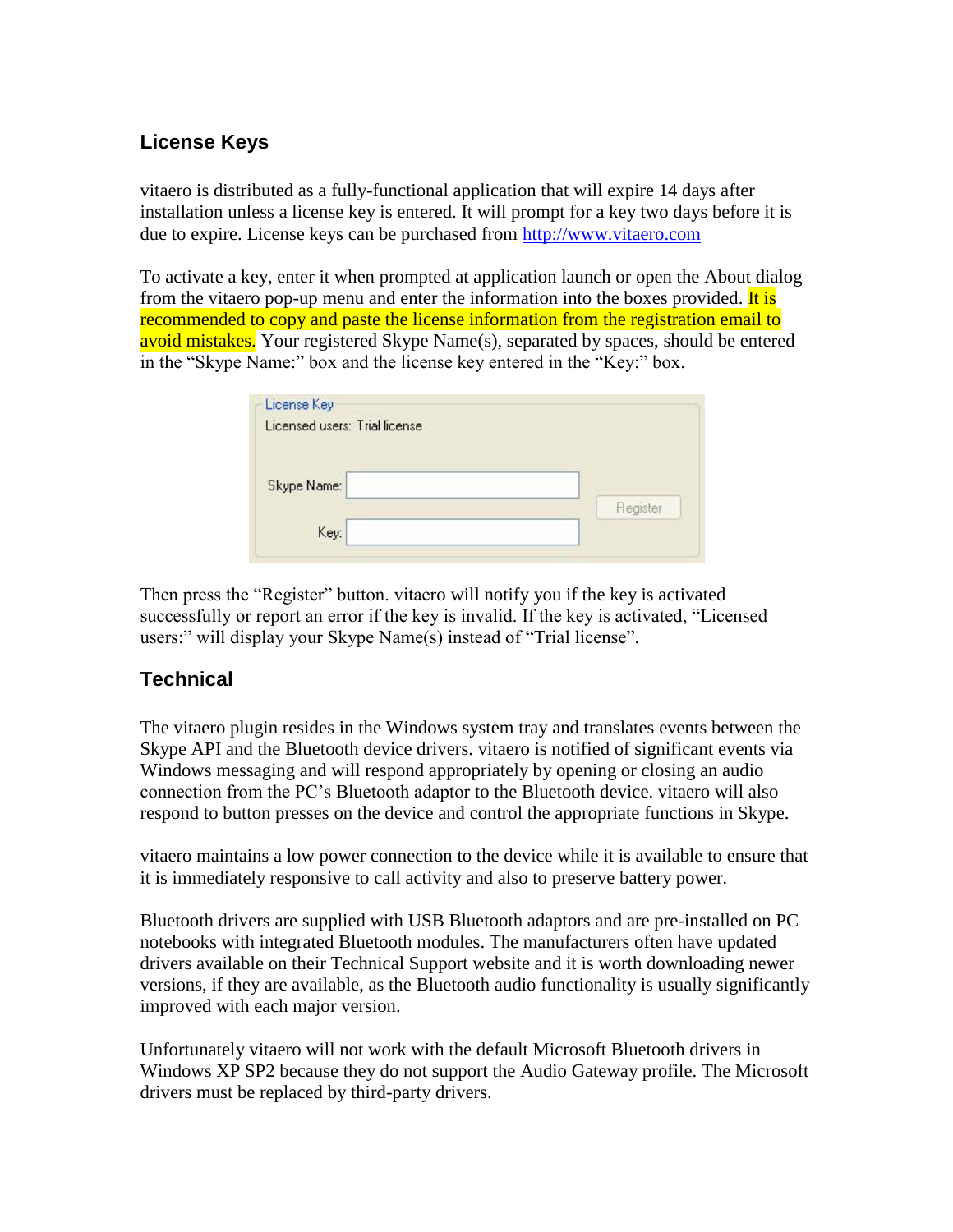## License Keys

vitaero is distributed as a fully-functional application that will expire 14 days after installation unless a license key is entered. It will prompt for a key two days before it is due to expire. License keys can be purchased from http://www.vitaero.com

To activate a key, enter it when prompted at application launch or open the About dialog from the vitaero pop-up menu and enter the information into the boxes provided. It is recommended to copy and paste the license information from the registration email to avoid mistakes. Your registered Skype Name(s), separated by spaces, should be entered in the “Skype Name:” box and the license key entered in the “Key:” box.

Then press the “Register” button. vitaero will notify you if the key is activated successfully or report an error if the key is invalid. If the key is activated, “Licensed users:” will display your Skype Name(s) instead of “Trial license”.

## Technical

The vitaero plugin resides in the Windows system tray and translates events between the Skype API and the Bluetooth device drivers. vitaero is notified of significant events via Windows messaging and will respond appropriately by opening or closing an audio connection from the PC’s Bluetooth adaptor to the Bluetooth device. vitaero will also respond to button presses on the device and control the appropriate functions in Skype.

vitaero maintains a low power connection to the device while it is available to ensure that it is immediately responsive to call activity and also to preserve battery power.

Bluetooth drivers are supplied with USB Bluetooth adaptors and are pre-installed on PC notebooks with integrated Bluetooth modules. The manufacturers often have updated drivers available on their Technical Support website and it is worth downloading newer versions, if they are available, as the Bluetooth audio functionality is usually significantly improved with each major version.

Unfortunately vitaero will not work with the default Microsoft Bluetooth drivers in Windows XP SP2 because they do not support the Audio Gateway profile. The Microsoft drivers must be replaced by third-party drivers.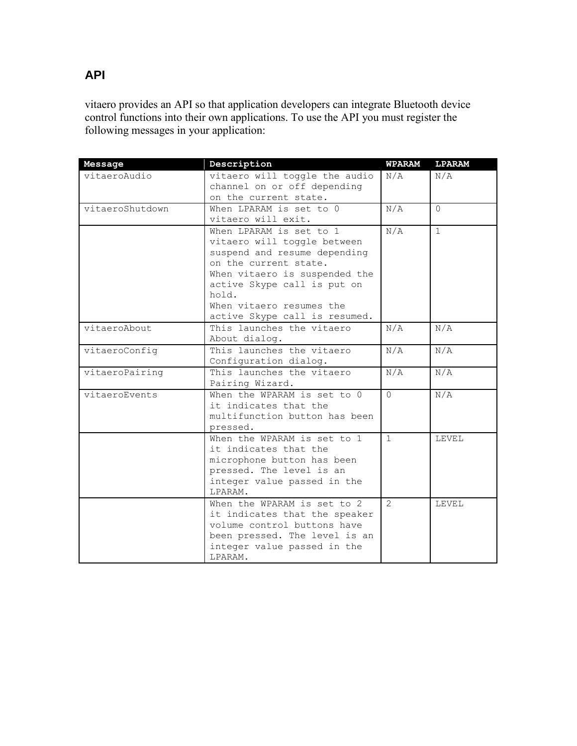## API

vitaero provides an API so that application developers can integrate Bluetooth device control functions into their own applications. To use the API you must register the following messages in your application:

| Message | Description | WPARAM | LPARAM |
|---|---|---|---|
| vitaeroAudio | vitaero will toggle the audio channel on or off depending on the current state. | N/A | N/A |
| vitaeroShutdown | When LPARAM is set to 0 vitaero will exit. | N/A | 0 |
| | When LPARAM is set to 1 vitaero will toggle between suspend and resume depending on the current state.<br>When vitaero is suspended the active Skype call is put on hold.<br>When vitaero resumes the active Skype call is resumed. | N/A | 1 |
| vitaeroAbout | This launches the vitaero About dialog. | N/A | N/A |
| vitaeroConfig | This launches the vitaero Configuration dialog. | N/A | N/A |
| vitaeroPairing | This launches the vitaero Pairing Wizard. | N/A | N/A |
| vitaeroEvents | When the WPARAM is set to 0 it indicates that the multifunction button has been pressed. | 0 | N/A |
| | When the WPARAM is set to 1 it indicates that the microphone button has been pressed. The level is an integer value passed in the LPARAM. | 1 | LEVEL |
| | When the WPARAM is set to 2 it indicates that the speaker volume control buttons have been pressed. The level is an integer value passed in the LPARAM. | 2 | LEVEL |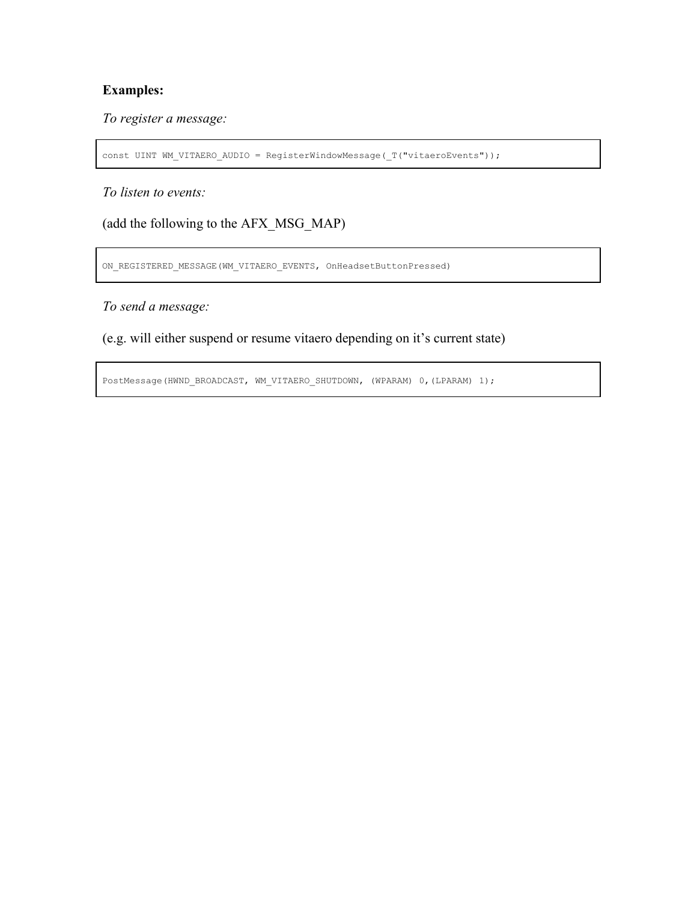**Examples:**

*To register a message:*

```
const UINT WM_VITAERO_AUDIO = RegisterWindowMessage(_T("vitaeroEvents"));
```

*To listen to events:*

(add the following to the AFX_MSG_MAP)

```
ON_REGISTERED_MESSAGE(WM_VITAERO_EVENTS, OnHeadsetButtonPressed)
```

*To send a message:*

(e.g. will either suspend or resume vitaero depending on it's current state)

```
PostMessage(HWND_BROADCAST, WM_VITAERO_SHUTDOWN, (WPARAM) 0,(LPARAM) 1);
```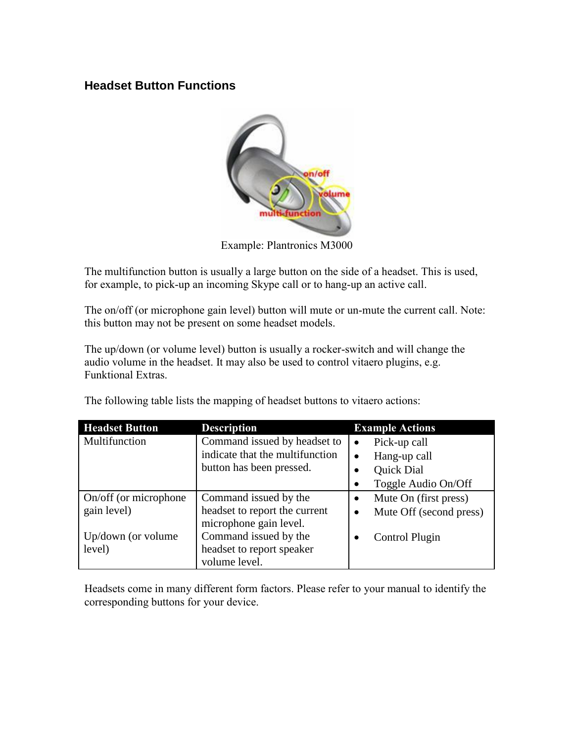## Headset Button Functions

Example: Plantronics M3000

The multifunction button is usually a large button on the side of a headset. This is used, for example, to pick-up an incoming Skype call or to hang-up an active call.

The on/off (or microphone gain level) button will mute or un-mute the current call. Note: this button may not be present on some headset models.

The up/down (or volume level) button is usually a rocker-switch and will change the audio volume in the headset. It may also be used to control vitaero plugins, e.g. Funktional Extras.

The following table lists the mapping of headset buttons to vitaero actions:

| Headset Button | Description | Example Actions |
|---|---|---|
| Multifunction | Command issued by headset to indicate that the multifunction button has been pressed. | • Pick-up call<br>• Hang-up call<br>• Quick Dial<br>• Toggle Audio On/Off |
| On/off (or microphone gain level) | Command issued by the headset to report the current microphone gain level. | • Mute On (first press)<br>• Mute Off (second press) |
| Up/down (or volume level) | Command issued by the headset to report speaker volume level. | • Control Plugin |

Headsets come in many different form factors. Please refer to your manual to identify the corresponding buttons for your device.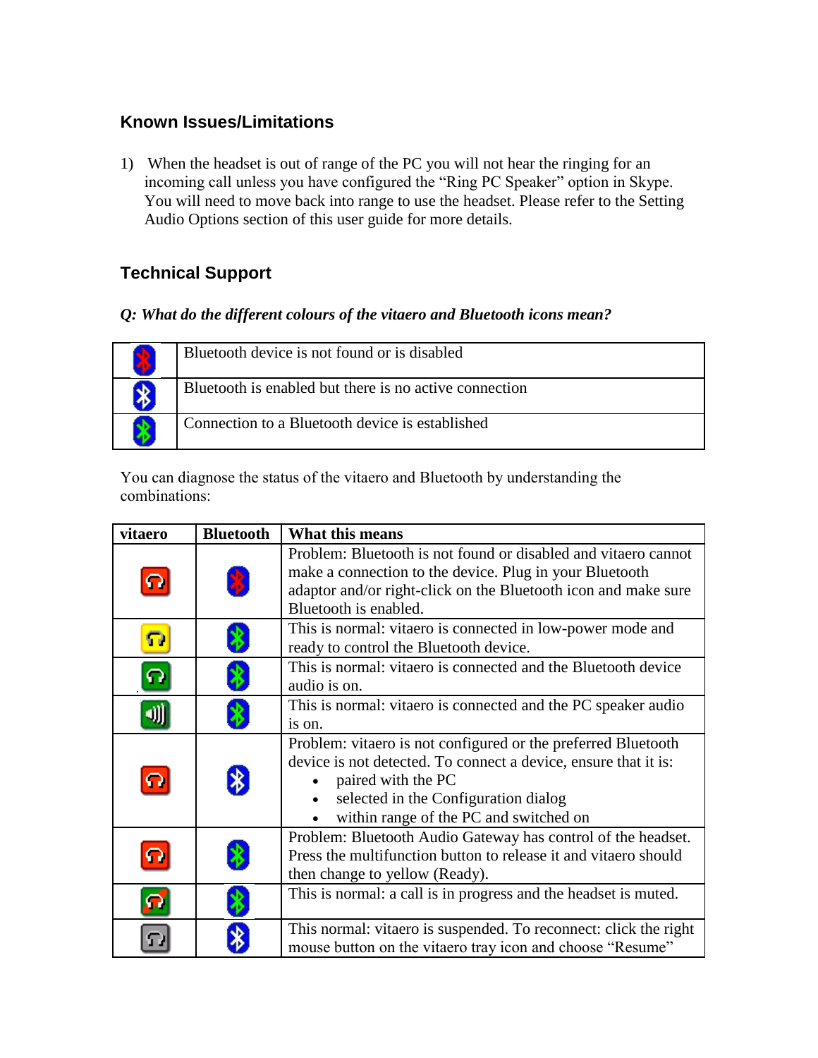## Known Issues/Limitations

1) When the headset is out of range of the PC you will not hear the ringing for an incoming call unless you have configured the "Ring PC Speaker" option in Skype. You will need to move back into range to use the headset. Please refer to the Setting Audio Options section of this user guide for more details.

## Technical Support

***Q: What do the different colours of the vitaero and Bluetooth icons mean?***

| | |
|---|---|
| | Bluetooth device is not found or is disabled |
| | Bluetooth is enabled but there is no active connection |
| | Connection to a Bluetooth device is established |

You can diagnose the status of the vitaero and Bluetooth by understanding the combinations:

| vitaero | Bluetooth | What this means |
|---|---|---|
| | | Problem: Bluetooth is not found or disabled and vitaero cannot make a connection to the device. Plug in your Bluetooth adaptor and/or right-click on the Bluetooth icon and make sure Bluetooth is enabled. |
| | | This is normal: vitaero is connected in low-power mode and ready to control the Bluetooth device. |
| | | This is normal: vitaero is connected and the Bluetooth device audio is on. |
| | | This is normal: vitaero is connected and the PC speaker audio is on. |
| | | Problem: vitaero is not configured or the preferred Bluetooth device is not detected. To connect a device, ensure that it is: <br>• paired with the PC <br>• selected in the Configuration dialog <br>• within range of the PC and switched on |
| | | Problem: Bluetooth Audio Gateway has control of the headset. Press the multifunction button to release it and vitaero should then change to yellow (Ready). |
| | | This is normal: a call is in progress and the headset is muted. |
| | | This normal: vitaero is suspended. To reconnect: click the right mouse button on the vitaero tray icon and choose "Resume" |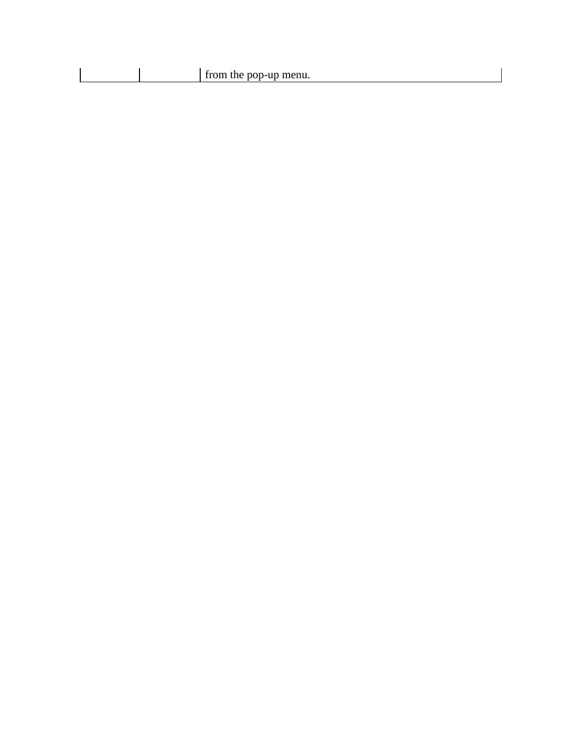| | | from the pop-up menu. |
|---|---|---|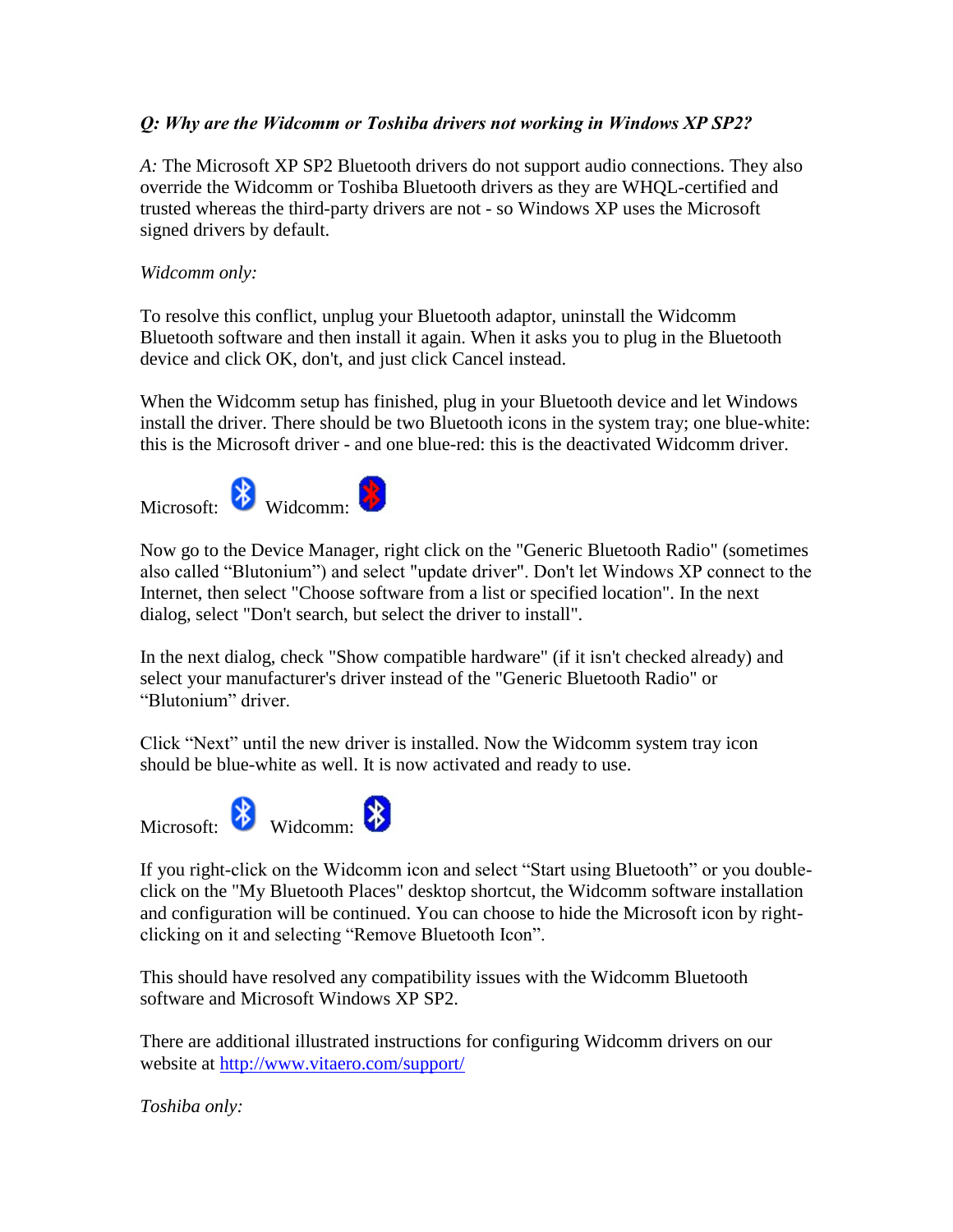*Q: Why are the Widcomm or Toshiba drivers not working in Windows XP SP2?*

*A:* The Microsoft XP SP2 Bluetooth drivers do not support audio connections. They also override the Widcomm or Toshiba Bluetooth drivers as they are WHQL-certified and trusted whereas the third-party drivers are not - so Windows XP uses the Microsoft signed drivers by default.

*Widcomm only:*

To resolve this conflict, unplug your Bluetooth adaptor, uninstall the Widcomm Bluetooth software and then install it again. When it asks you to plug in the Bluetooth device and click OK, don't, and just click Cancel instead.

When the Widcomm setup has finished, plug in your Bluetooth device and let Windows install the driver. There should be two Bluetooth icons in the system tray; one blue-white: this is the Microsoft driver - and one blue-red: this is the deactivated Widcomm driver.

Microsoft: Widcomm:

Now go to the Device Manager, right click on the "Generic Bluetooth Radio" (sometimes also called "Blutonium") and select "update driver". Don't let Windows XP connect to the Internet, then select "Choose software from a list or specified location". In the next dialog, select "Don't search, but select the driver to install".

In the next dialog, check "Show compatible hardware" (if it isn't checked already) and select your manufacturer's driver instead of the "Generic Bluetooth Radio" or "Blutonium" driver.

Click "Next" until the new driver is installed. Now the Widcomm system tray icon should be blue-white as well. It is now activated and ready to use.

Microsoft: Widcomm:

If you right-click on the Widcomm icon and select "Start using Bluetooth" or you double-click on the "My Bluetooth Places" desktop shortcut, the Widcomm software installation and configuration will be continued. You can choose to hide the Microsoft icon by right-clicking on it and selecting "Remove Bluetooth Icon".

This should have resolved any compatibility issues with the Widcomm Bluetooth software and Microsoft Windows XP SP2.

There are additional illustrated instructions for configuring Widcomm drivers on our website at http://www.vitaero.com/support/

*Toshiba only:*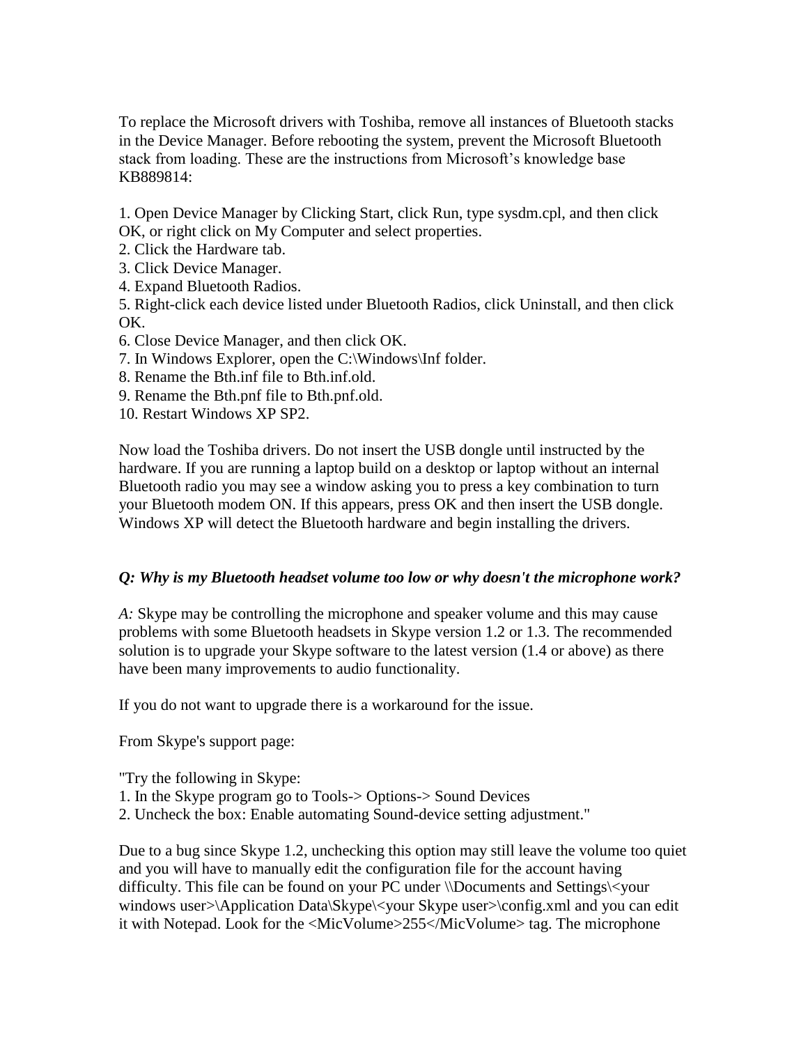To replace the Microsoft drivers with Toshiba, remove all instances of Bluetooth stacks in the Device Manager. Before rebooting the system, prevent the Microsoft Bluetooth stack from loading. These are the instructions from Microsoft's knowledge base KB889814:

1. Open Device Manager by Clicking Start, click Run, type sysdm.cpl, and then click OK, or right click on My Computer and select properties.
2. Click the Hardware tab.
3. Click Device Manager.
4. Expand Bluetooth Radios.
5. Right-click each device listed under Bluetooth Radios, click Uninstall, and then click OK.
6. Close Device Manager, and then click OK.
7. In Windows Explorer, open the C:\Windows\Inf folder.
8. Rename the Bth.inf file to Bth.inf.old.
9. Rename the Bth.pnf file to Bth.pnf.old.
10. Restart Windows XP SP2.

Now load the Toshiba drivers. Do not insert the USB dongle until instructed by the hardware. If you are running a laptop build on a desktop or laptop without an internal Bluetooth radio you may see a window asking you to press a key combination to turn your Bluetooth modem ON. If this appears, press OK and then insert the USB dongle. Windows XP will detect the Bluetooth hardware and begin installing the drivers.

***Q: Why is my Bluetooth headset volume too low or why doesn't the microphone work?***

*A:* Skype may be controlling the microphone and speaker volume and this may cause problems with some Bluetooth headsets in Skype version 1.2 or 1.3. The recommended solution is to upgrade your Skype software to the latest version (1.4 or above) as there have been many improvements to audio functionality.

If you do not want to upgrade there is a workaround for the issue.

From Skype's support page:

"Try the following in Skype:
1. In the Skype program go to Tools-> Options-> Sound Devices
2. Uncheck the box: Enable automating Sound-device setting adjustment."

Due to a bug since Skype 1.2, unchecking this option may still leave the volume too quiet and you will have to manually edit the configuration file for the account having difficulty. This file can be found on your PC under \\Documents and Settings\<your windows user>\Application Data\Skype\<your Skype user>\config.xml and you can edit it with Notepad. Look for the <MicVolume>255</MicVolume> tag. The microphone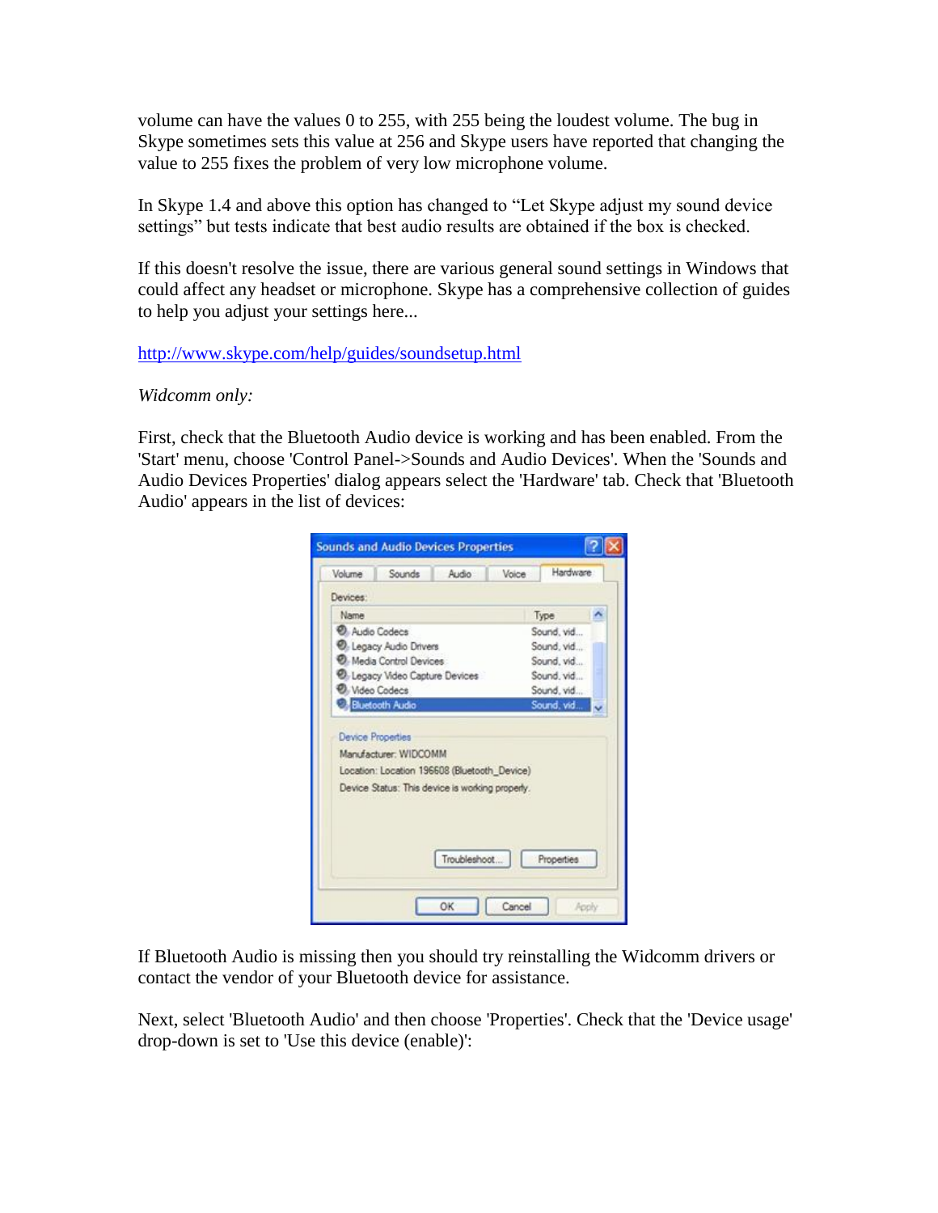volume can have the values 0 to 255, with 255 being the loudest volume. The bug in Skype sometimes sets this value at 256 and Skype users have reported that changing the value to 255 fixes the problem of very low microphone volume.

In Skype 1.4 and above this option has changed to “Let Skype adjust my sound device settings” but tests indicate that best audio results are obtained if the box is checked.

If this doesn't resolve the issue, there are various general sound settings in Windows that could affect any headset or microphone. Skype has a comprehensive collection of guides to help you adjust your settings here...

http://www.skype.com/help/guides/soundsetup.html

*Widcomm only:*

First, check that the Bluetooth Audio device is working and has been enabled. From the 'Start' menu, choose 'Control Panel->Sounds and Audio Devices'. When the 'Sounds and Audio Devices Properties' dialog appears select the 'Hardware' tab. Check that 'Bluetooth Audio' appears in the list of devices:

If Bluetooth Audio is missing then you should try reinstalling the Widcomm drivers or contact the vendor of your Bluetooth device for assistance.

Next, select 'Bluetooth Audio' and then choose 'Properties'. Check that the 'Device usage' drop-down is set to 'Use this device (enable)':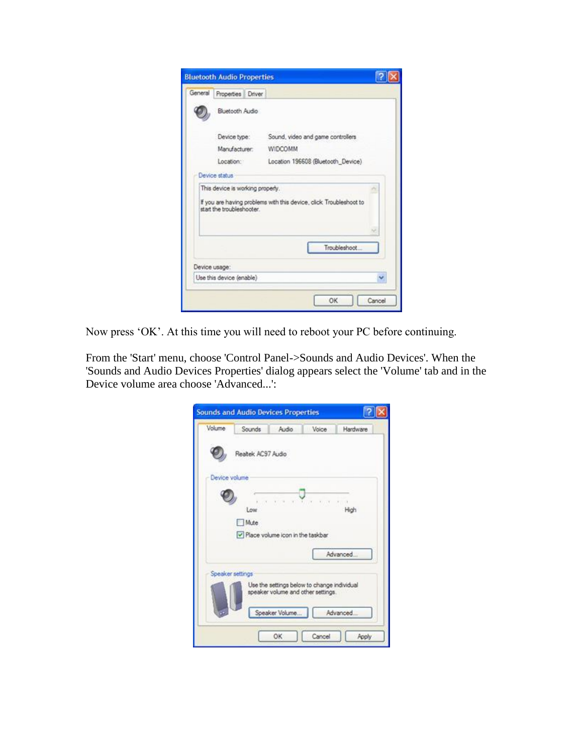Now press ‘OK’. At this time you will need to reboot your PC before continuing.

From the 'Start' menu, choose 'Control Panel->Sounds and Audio Devices'. When the 'Sounds and Audio Devices Properties' dialog appears select the 'Volume' tab and in the Device volume area choose 'Advanced...':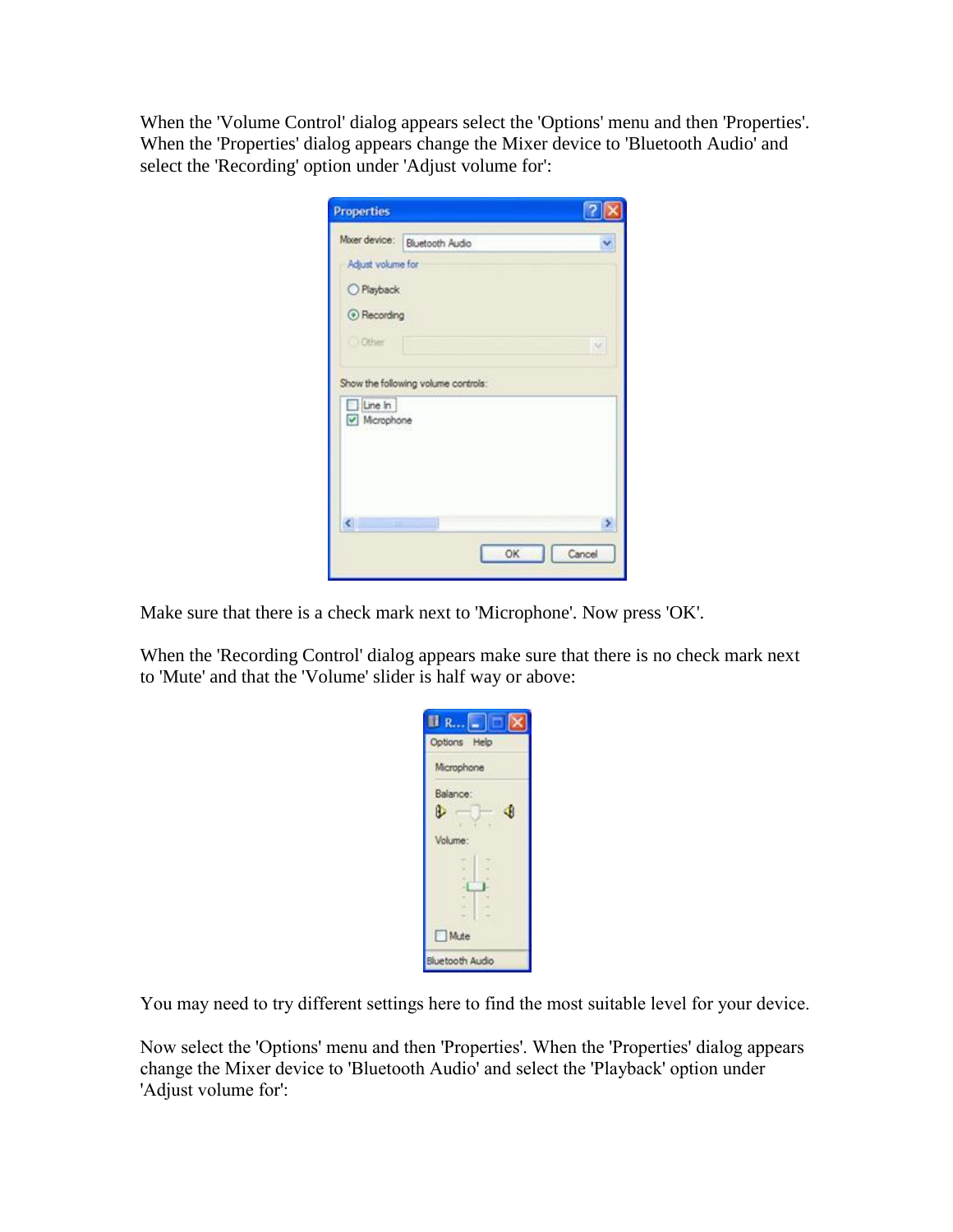When the 'Volume Control' dialog appears select the 'Options' menu and then 'Properties'. When the 'Properties' dialog appears change the Mixer device to 'Bluetooth Audio' and select the 'Recording' option under 'Adjust volume for':

Make sure that there is a check mark next to 'Microphone'. Now press 'OK'.

When the 'Recording Control' dialog appears make sure that there is no check mark next to 'Mute' and that the 'Volume' slider is half way or above:

You may need to try different settings here to find the most suitable level for your device.

Now select the 'Options' menu and then 'Properties'. When the 'Properties' dialog appears change the Mixer device to 'Bluetooth Audio' and select the 'Playback' option under 'Adjust volume for':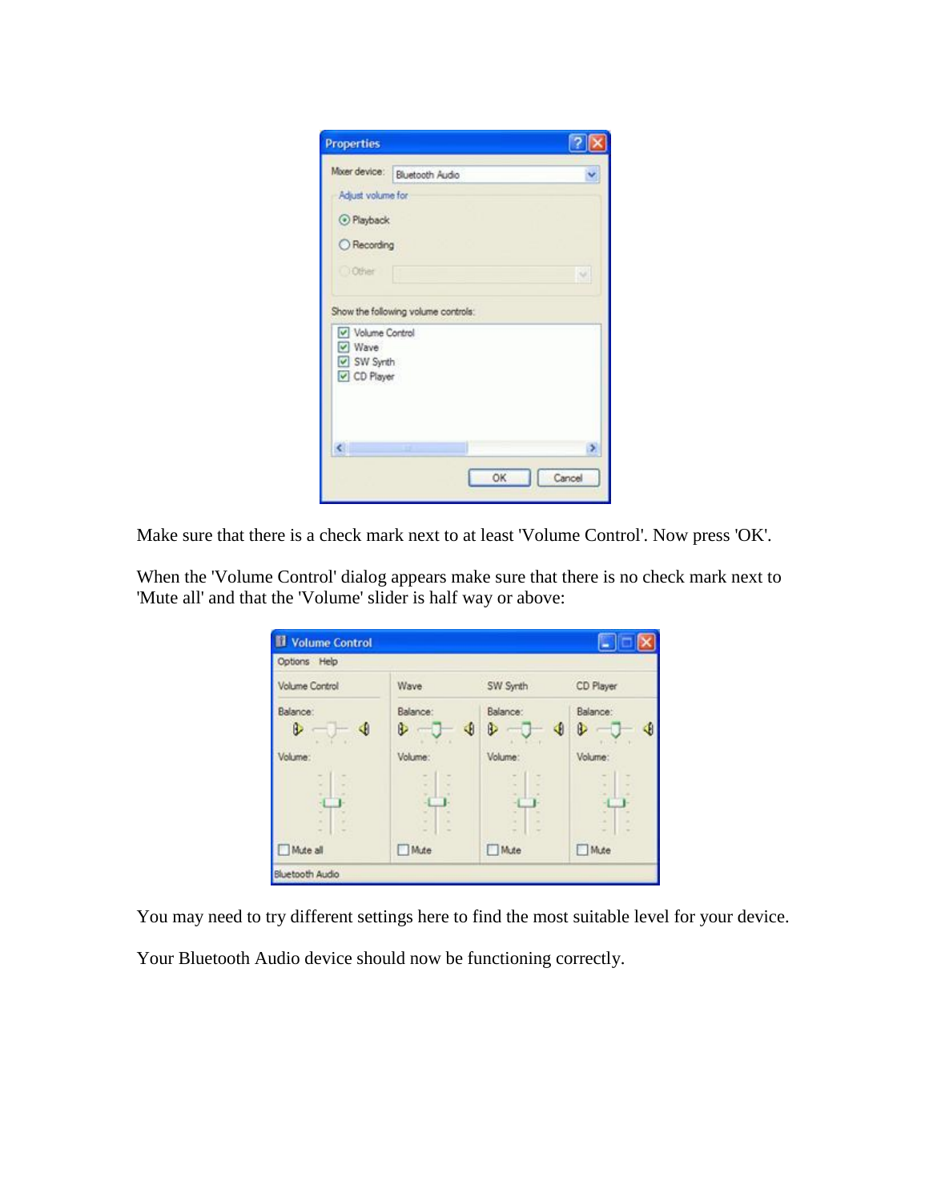Make sure that there is a check mark next to at least 'Volume Control'. Now press 'OK'.

When the 'Volume Control' dialog appears make sure that there is no check mark next to 'Mute all' and that the 'Volume' slider is half way or above:

You may need to try different settings here to find the most suitable level for your device.

Your Bluetooth Audio device should now be functioning correctly.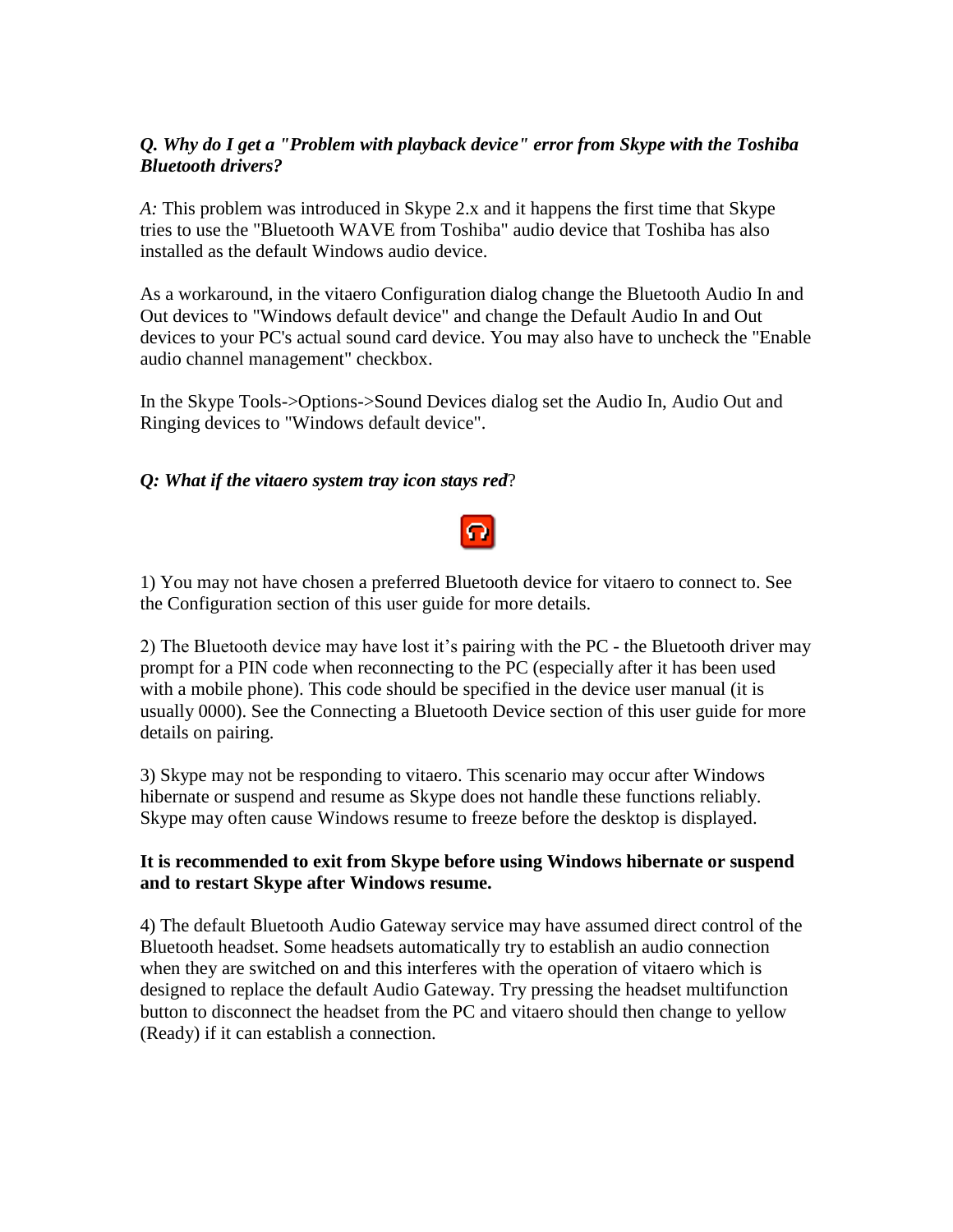***Q. Why do I get a "Problem with playback device" error from Skype with the Toshiba Bluetooth drivers?***

*A:* This problem was introduced in Skype 2.x and it happens the first time that Skype tries to use the "Bluetooth WAVE from Toshiba" audio device that Toshiba has also installed as the default Windows audio device.

As a workaround, in the vitaero Configuration dialog change the Bluetooth Audio In and Out devices to "Windows default device" and change the Default Audio In and Out devices to your PC's actual sound card device. You may also have to uncheck the "Enable audio channel management" checkbox.

In the Skype Tools->Options->Sound Devices dialog set the Audio In, Audio Out and Ringing devices to "Windows default device".

***Q: What if the vitaero system tray icon stays red*?**

1) You may not have chosen a preferred Bluetooth device for vitaero to connect to. See the Configuration section of this user guide for more details.

2) The Bluetooth device may have lost it's pairing with the PC - the Bluetooth driver may prompt for a PIN code when reconnecting to the PC (especially after it has been used with a mobile phone). This code should be specified in the device user manual (it is usually 0000). See the Connecting a Bluetooth Device section of this user guide for more details on pairing.

3) Skype may not be responding to vitaero. This scenario may occur after Windows hibernate or suspend and resume as Skype does not handle these functions reliably. Skype may often cause Windows resume to freeze before the desktop is displayed.

**It is recommended to exit from Skype before using Windows hibernate or suspend and to restart Skype after Windows resume.**

4) The default Bluetooth Audio Gateway service may have assumed direct control of the Bluetooth headset. Some headsets automatically try to establish an audio connection when they are switched on and this interferes with the operation of vitaero which is designed to replace the default Audio Gateway. Try pressing the headset multifunction button to disconnect the headset from the PC and vitaero should then change to yellow (Ready) if it can establish a connection.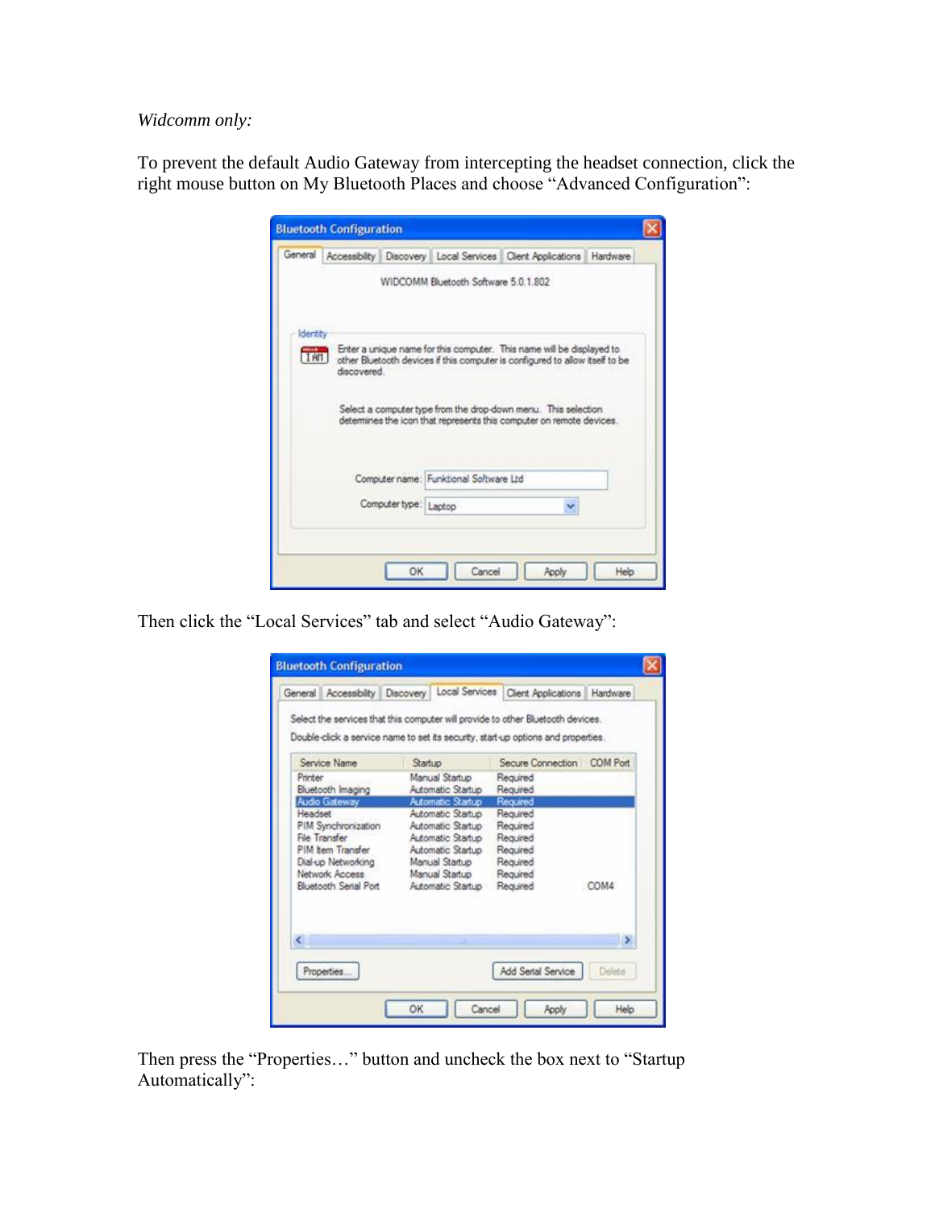*Widcomm only:*

To prevent the default Audio Gateway from intercepting the headset connection, click the right mouse button on My Bluetooth Places and choose “Advanced Configuration”:

Then click the “Local Services” tab and select “Audio Gateway”:

Then press the “Properties…” button and uncheck the box next to “Startup Automatically”: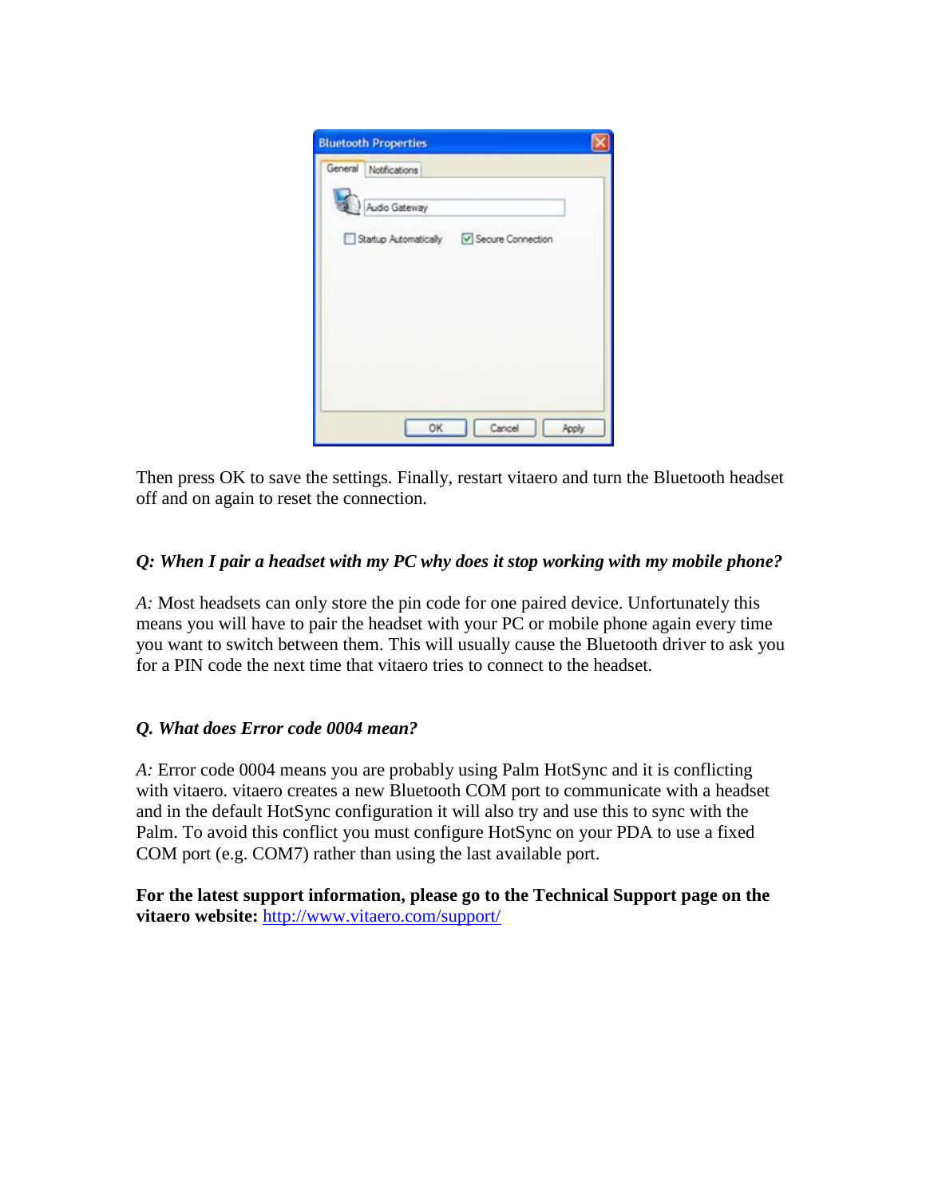Then press OK to save the settings. Finally, restart vitaero and turn the Bluetooth headset off and on again to reset the connection.

***Q: When I pair a headset with my PC why does it stop working with my mobile phone?***

*A:* Most headsets can only store the pin code for one paired device. Unfortunately this means you will have to pair the headset with your PC or mobile phone again every time you want to switch between them. This will usually cause the Bluetooth driver to ask you for a PIN code the next time that vitaero tries to connect to the headset.

***Q. What does Error code 0004 mean?***

*A:* Error code 0004 means you are probably using Palm HotSync and it is conflicting with vitaero. vitaero creates a new Bluetooth COM port to communicate with a headset and in the default HotSync configuration it will also try and use this to sync with the Palm. To avoid this conflict you must configure HotSync on your PDA to use a fixed COM port (e.g. COM7) rather than using the last available port.

**For the latest support information, please go to the Technical Support page on the vitaero website:** http://www.vitaero.com/support/